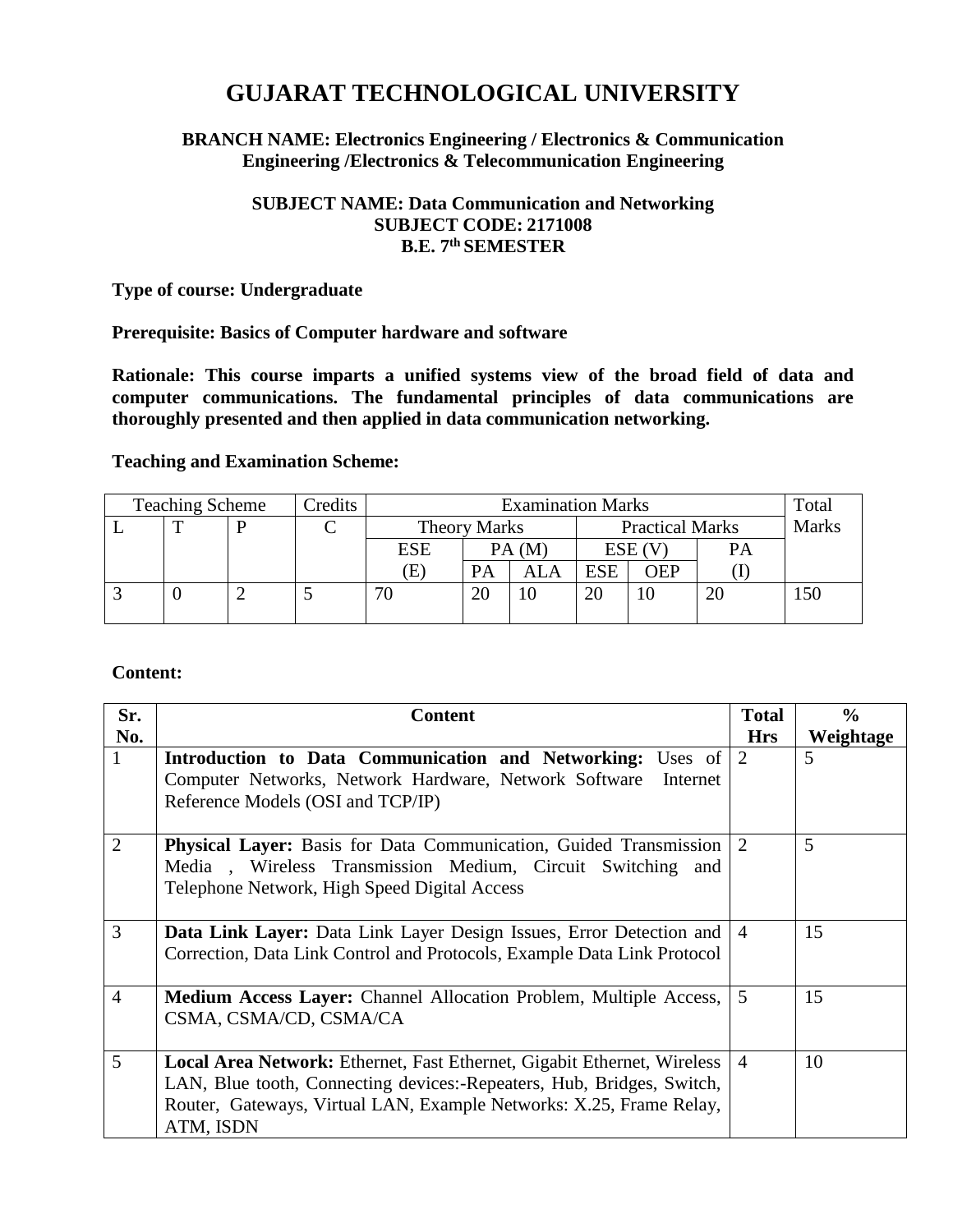# GUJARAT TECHNOLOGICAL UNIVERSITY

**BRANCH NAME: Electronics Engineering / Electronics & Communication Engineering /Electronics & Telecommunication Engineering**

**SUBJECT NAME: Data Communication and Networking**
**SUBJECT CODE: 2171008**
**B.E. 7th SEMESTER**

**Type of course: Undergraduate**

**Prerequisite: Basics of Computer hardware and software**

**Rationale: This course imparts a unified systems view of the broad field of data and computer communications. The fundamental principles of data communications are thoroughly presented and then applied in data communication networking.**

**Teaching and Examination Scheme:**

| Teaching Scheme | | | Credits | Examination Marks | | | | | | Total Marks |
|---|---|---|---|---|---|---|---|---|---|---|
| L | T | P | C | Theory Marks | | | Practical Marks | | | |
| | | | | ESE (E) | PA (M) | | ESE (V) | | PA (I) | |
| | | | | | PA | ALA | ESE | OEP | | |
| 3 | 0 | 2 | 5 | 70 | 20 | 10 | 20 | 10 | 20 | 150 |

**Content:**

| Sr. No. | Content | Total Hrs | % Weightage |
|---|---|---|---|
| 1 | **Introduction to Data Communication and Networking:** Uses of Computer Networks, Network Hardware, Network Software Internet Reference Models (OSI and TCP/IP) | 2 | 5 |
| 2 | **Physical Layer:** Basis for Data Communication, Guided Transmission Media , Wireless Transmission Medium, Circuit Switching and Telephone Network, High Speed Digital Access | 2 | 5 |
| 3 | **Data Link Layer:** Data Link Layer Design Issues, Error Detection and Correction, Data Link Control and Protocols, Example Data Link Protocol | 4 | 15 |
| 4 | **Medium Access Layer:** Channel Allocation Problem, Multiple Access, CSMA, CSMA/CD, CSMA/CA | 5 | 15 |
| 5 | **Local Area Network:** Ethernet, Fast Ethernet, Gigabit Ethernet, Wireless LAN, Blue tooth, Connecting devices:-Repeaters, Hub, Bridges, Switch, Router, Gateways, Virtual LAN, Example Networks: X.25, Frame Relay, ATM, ISDN | 4 | 10 |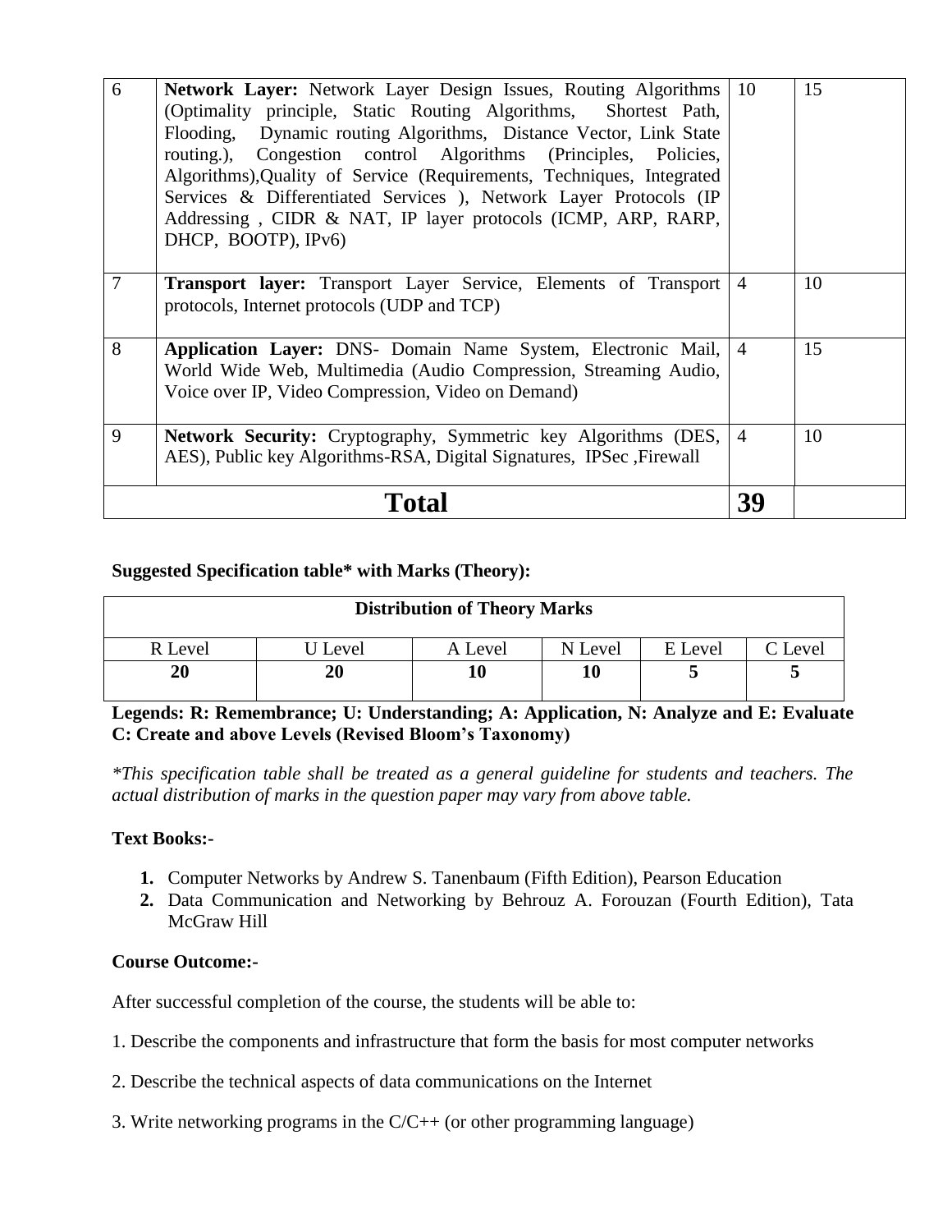| 6 | **Network Layer:** Network Layer Design Issues, Routing Algorithms (Optimality principle, Static Routing Algorithms, Shortest Path, Flooding, Dynamic routing Algorithms, Distance Vector, Link State routing.), Congestion control Algorithms (Principles, Policies, Algorithms),Quality of Service (Requirements, Techniques, Integrated Services & Differentiated Services ), Network Layer Protocols (IP Addressing , CIDR & NAT, IP layer protocols (ICMP, ARP, RARP, DHCP, BOOTP), IPv6) | 10 | 15 |
|---|---|---|---|
| 7 | **Transport layer:** Transport Layer Service, Elements of Transport protocols, Internet protocols (UDP and TCP) | 4 | 10 |
| 8 | **Application Layer:** DNS- Domain Name System, Electronic Mail, World Wide Web, Multimedia (Audio Compression, Streaming Audio, Voice over IP, Video Compression, Video on Demand) | 4 | 15 |
| 9 | **Network Security:** Cryptography, Symmetric key Algorithms (DES, AES), Public key Algorithms-RSA, Digital Signatures, IPSec ,Firewall | 4 | 10 |
| **Total** | | **39** | |

**Suggested Specification table\* with Marks (Theory):**

| **Distribution of Theory Marks** | | | | | |
|---|---|---|---|---|---|
| R Level | U Level | A Level | N Level | E Level | C Level |
| **20** | **20** | **10** | **10** | **5** | **5** |

**Legends: R: Remembrance; U: Understanding; A: Application, N: Analyze and E: Evaluate C: Create and above Levels (Revised Bloom's Taxonomy)**

*\*This specification table shall be treated as a general guideline for students and teachers. The actual distribution of marks in the question paper may vary from above table.*

**Text Books:-**

1. Computer Networks by Andrew S. Tanenbaum (Fifth Edition), Pearson Education
2. Data Communication and Networking by Behrouz A. Forouzan (Fourth Edition), Tata McGraw Hill

**Course Outcome:-**

After successful completion of the course, the students will be able to:

1. Describe the components and infrastructure that form the basis for most computer networks

2. Describe the technical aspects of data communications on the Internet

3. Write networking programs in the C/C++ (or other programming language)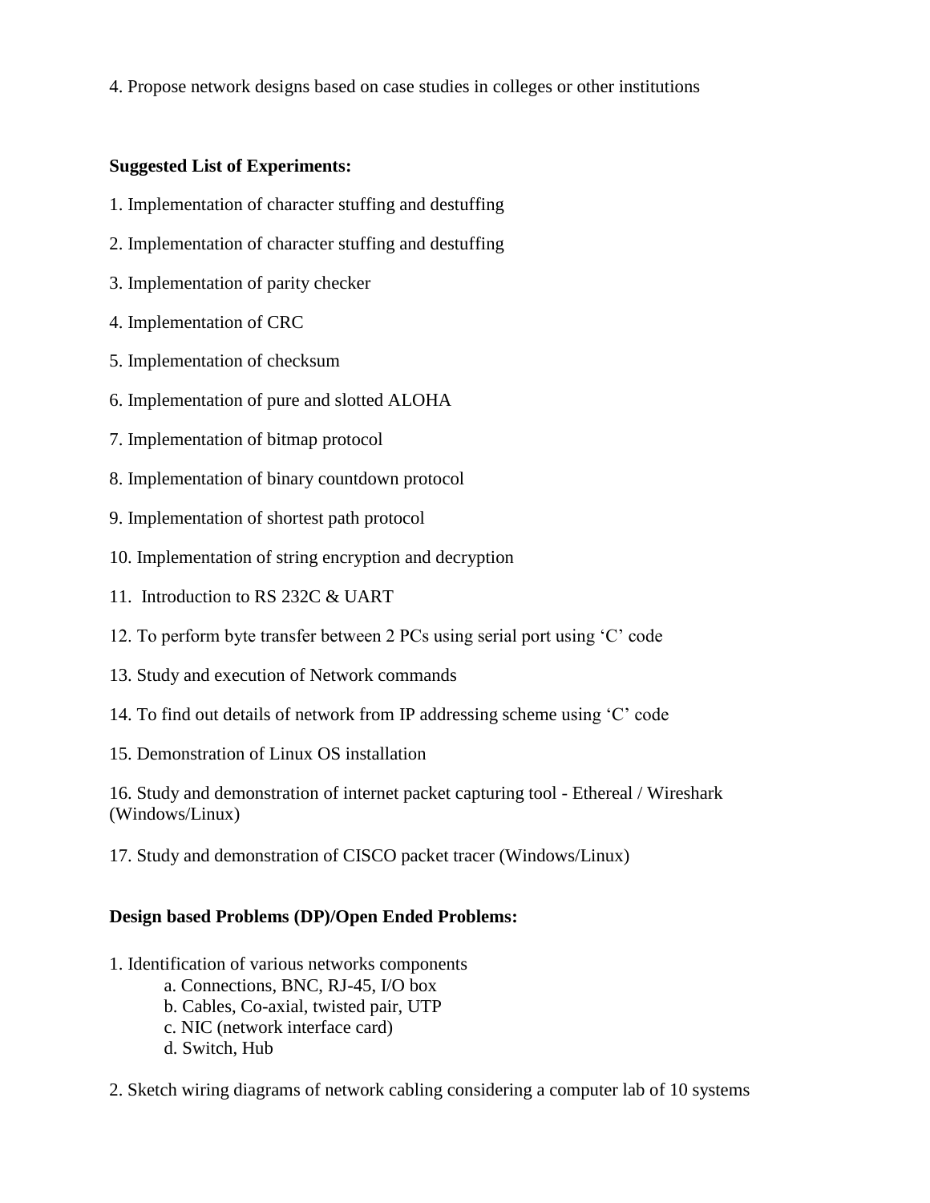4. Propose network designs based on case studies in colleges or other institutions

**Suggested List of Experiments:**

1. Implementation of character stuffing and destuffing
2. Implementation of character stuffing and destuffing
3. Implementation of parity checker
4. Implementation of CRC
5. Implementation of checksum
6. Implementation of pure and slotted ALOHA
7. Implementation of bitmap protocol
8. Implementation of binary countdown protocol
9. Implementation of shortest path protocol
10. Implementation of string encryption and decryption
11. Introduction to RS 232C & UART
12. To perform byte transfer between 2 PCs using serial port using 'C' code
13. Study and execution of Network commands
14. To find out details of network from IP addressing scheme using 'C' code
15. Demonstration of Linux OS installation
16. Study and demonstration of internet packet capturing tool - Ethereal / Wireshark (Windows/Linux)
17. Study and demonstration of CISCO packet tracer (Windows/Linux)

**Design based Problems (DP)/Open Ended Problems:**

1. Identification of various networks components
   - a. Connections, BNC, RJ-45, I/O box
   - b. Cables, Co-axial, twisted pair, UTP
   - c. NIC (network interface card)
   - d. Switch, Hub
2. Sketch wiring diagrams of network cabling considering a computer lab of 10 systems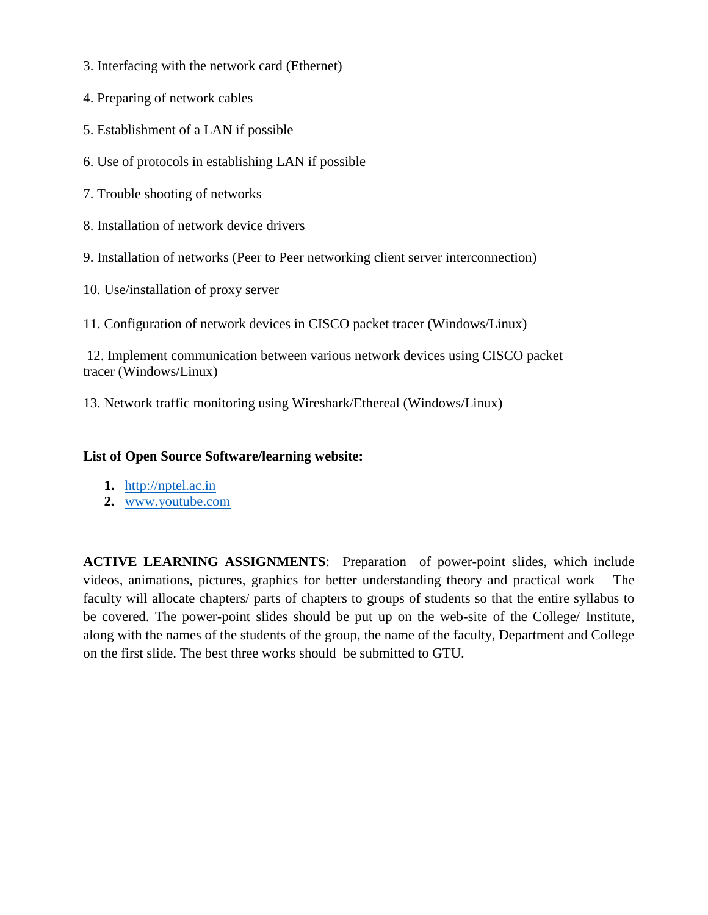3. Interfacing with the network card (Ethernet)

4. Preparing of network cables

5. Establishment of a LAN if possible

6. Use of protocols in establishing LAN if possible

7. Trouble shooting of networks

8. Installation of network device drivers

9. Installation of networks (Peer to Peer networking client server interconnection)

10. Use/installation of proxy server

11. Configuration of network devices in CISCO packet tracer (Windows/Linux)

12. Implement communication between various network devices using CISCO packet tracer (Windows/Linux)

13. Network traffic monitoring using Wireshark/Ethereal (Windows/Linux)

**List of Open Source Software/learning website:**

1. http://nptel.ac.in
2. www.youtube.com

**ACTIVE LEARNING ASSIGNMENTS**: Preparation of power-point slides, which include videos, animations, pictures, graphics for better understanding theory and practical work – The faculty will allocate chapters/ parts of chapters to groups of students so that the entire syllabus to be covered. The power-point slides should be put up on the web-site of the College/ Institute, along with the names of the students of the group, the name of the faculty, Department and College on the first slide. The best three works should be submitted to GTU.